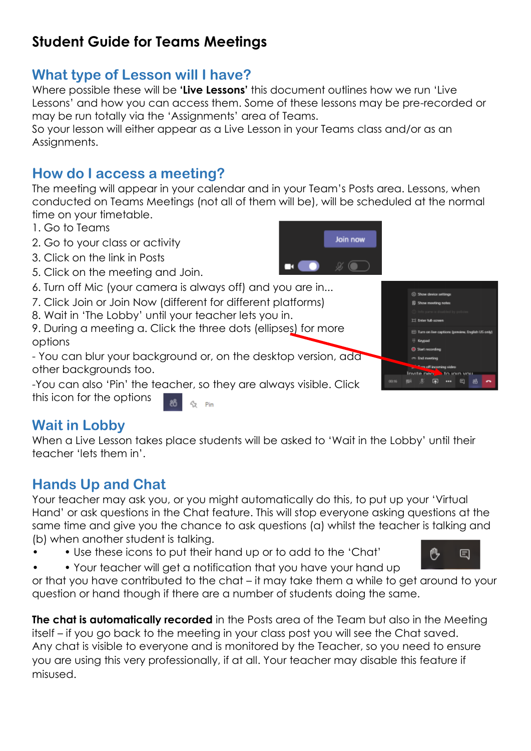# Student Guide for Teams Meetings

## What type of Lesson will I have?

Where possible these will be **'Live Lessons'** this document outlines how we run 'Live Lessons' and how you can access them. Some of these lessons may be pre-recorded or may be run totally via the 'Assignments' area of Teams.

So your lesson will either appear as a Live Lesson in your Teams class and/or as an Assignments.

## How do I access a meeting?

The meeting will appear in your calendar and in your Team's Posts area. Lessons, when conducted on Teams Meetings (not all of them will be), will be scheduled at the normal time on your timetable.

1. Go to Teams
2. Go to your class or activity
3. Click on the link in Posts
5. Click on the meeting and Join.
6. Turn off Mic (your camera is always off) and you are in...
7. Click Join or Join Now (different for different platforms)
8. Wait in 'The Lobby' until your teacher lets you in.
9. During a meeting a. Click the three dots (ellipses) for more options

- You can blur your background or, on the desktop version, add other backgrounds too.

-You can also 'Pin' the teacher, so they are always visible. Click this icon for the options

## Wait in Lobby

When a Live Lesson takes place students will be asked to 'Wait in the Lobby' until their teacher 'lets them in'.

## Hands Up and Chat

Your teacher may ask you, or you might automatically do this, to put up your 'Virtual Hand' or ask questions in the Chat feature. This will stop everyone asking questions at the same time and give you the chance to ask questions (a) whilst the teacher is talking and (b) when another student is talking.

- • Use these icons to put their hand up or to add to the 'Chat'
- • Your teacher will get a notification that you have your hand up or that you have contributed to the chat – it may take them a while to get around to your question or hand though if there are a number of students doing the same.

**The chat is automatically recorded** in the Posts area of the Team but also in the Meeting itself – if you go back to the meeting in your class post you will see the Chat saved. Any chat is visible to everyone and is monitored by the Teacher, so you need to ensure you are using this very professionally, if at all. Your teacher may disable this feature if misused.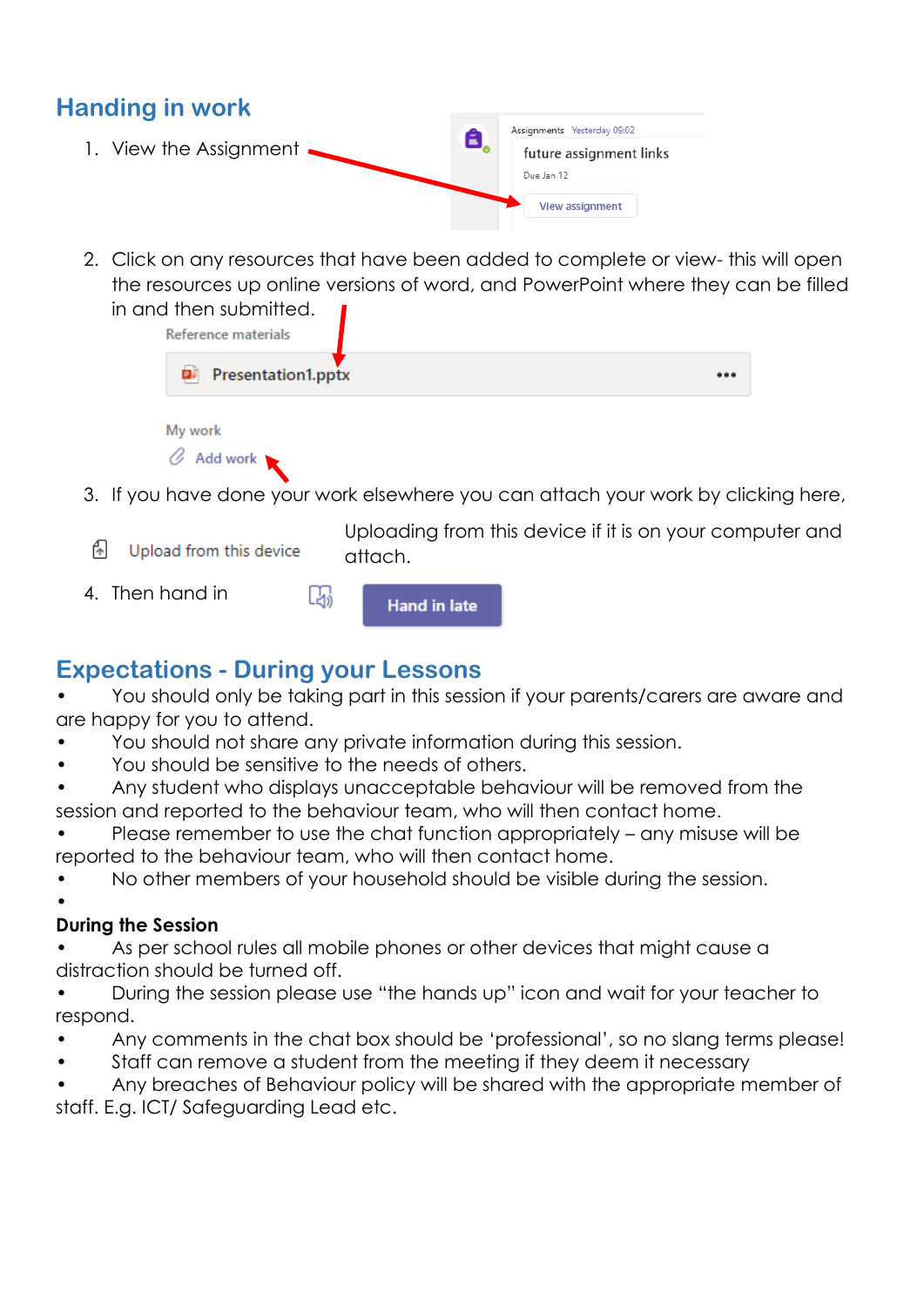## Handing in work

1. View the Assignment

Assignments Yesterday 09:02

future assignment links

Due Jan 12

View assignment

2. Click on any resources that have been added to complete or view- this will open the resources up online versions of word, and PowerPoint where they can be filled in and then submitted.

Reference materials

Presentation1.pptx

My work

Add work

3. If you have done your work elsewhere you can attach your work by clicking here,

Upload from this device

Uploading from this device if it is on your computer and attach.

4. Then hand in

Hand in late

## Expectations - During your Lessons

- You should only be taking part in this session if your parents/carers are aware and are happy for you to attend.
- You should not share any private information during this session.
- You should be sensitive to the needs of others.
- Any student who displays unacceptable behaviour will be removed from the session and reported to the behaviour team, who will then contact home.
- Please remember to use the chat function appropriately – any misuse will be reported to the behaviour team, who will then contact home.
- No other members of your household should be visible during the session.
-

**During the Session**

- As per school rules all mobile phones or other devices that might cause a distraction should be turned off.
- During the session please use "the hands up" icon and wait for your teacher to respond.
- Any comments in the chat box should be 'professional', so no slang terms please!
- Staff can remove a student from the meeting if they deem it necessary
- Any breaches of Behaviour policy will be shared with the appropriate member of staff. E.g. ICT/ Safeguarding Lead etc.